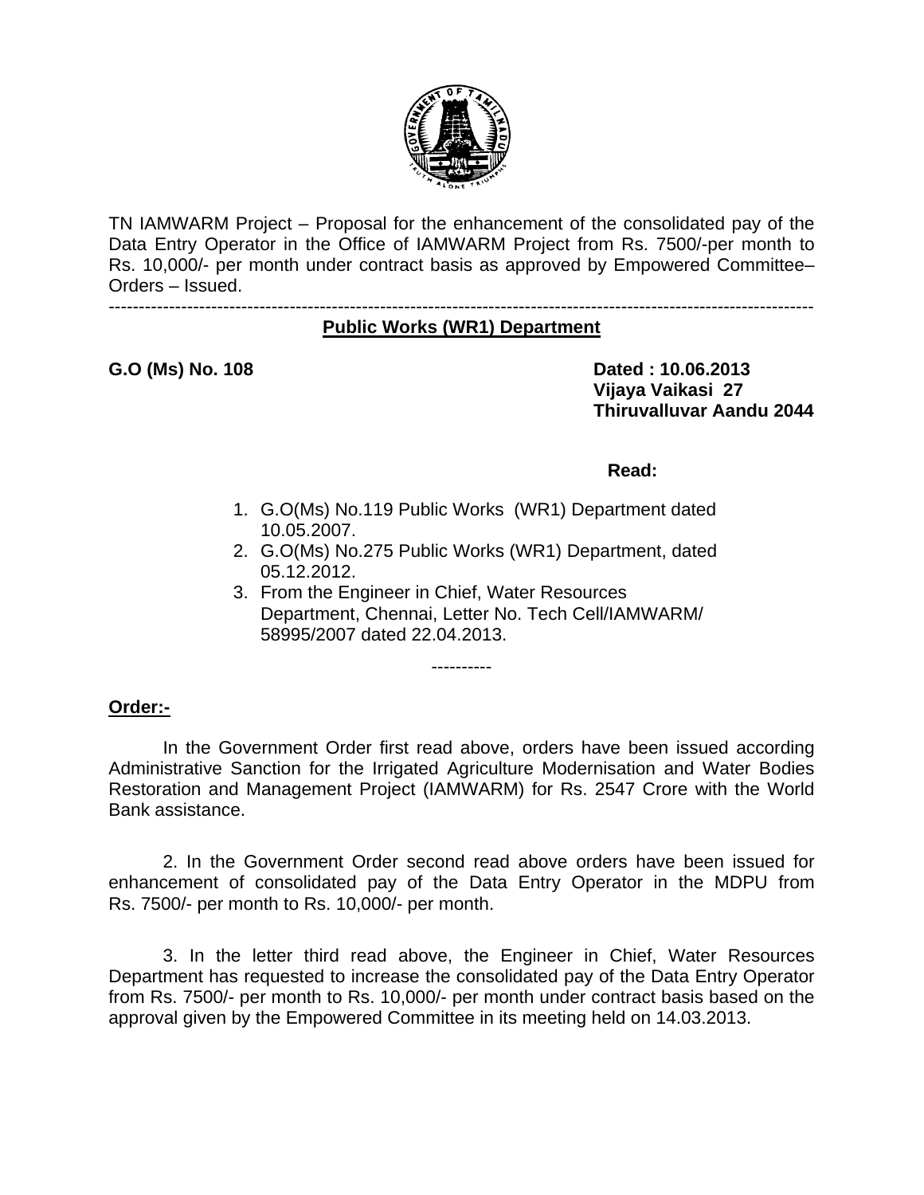TN IAMWARM Project – Proposal for the enhancement of the consolidated pay of the Data Entry Operator in the Office of IAMWARM Project from Rs. 7500/-per month to Rs. 10,000/- per month under contract basis as approved by Empowered Committee– Orders – Issued.

---

**Public Works (WR1) Department**

**G.O (Ms) No. 108**

**Dated : 10.06.2013**
**Vijaya Vaikasi 27**
**Thiruvalluvar Aandu 2044**

**Read:**

1. G.O(Ms) No.119 Public Works (WR1) Department dated 10.05.2007.
2. G.O(Ms) No.275 Public Works (WR1) Department, dated 05.12.2012.
3. From the Engineer in Chief, Water Resources Department, Chennai, Letter No. Tech Cell/IAMWARM/ 58995/2007 dated 22.04.2013.

----------

**Order:-**

In the Government Order first read above, orders have been issued according Administrative Sanction for the Irrigated Agriculture Modernisation and Water Bodies Restoration and Management Project (IAMWARM) for Rs. 2547 Crore with the World Bank assistance.

2. In the Government Order second read above orders have been issued for enhancement of consolidated pay of the Data Entry Operator in the MDPU from Rs. 7500/- per month to Rs. 10,000/- per month.

3. In the letter third read above, the Engineer in Chief, Water Resources Department has requested to increase the consolidated pay of the Data Entry Operator from Rs. 7500/- per month to Rs. 10,000/- per month under contract basis based on the approval given by the Empowered Committee in its meeting held on 14.03.2013.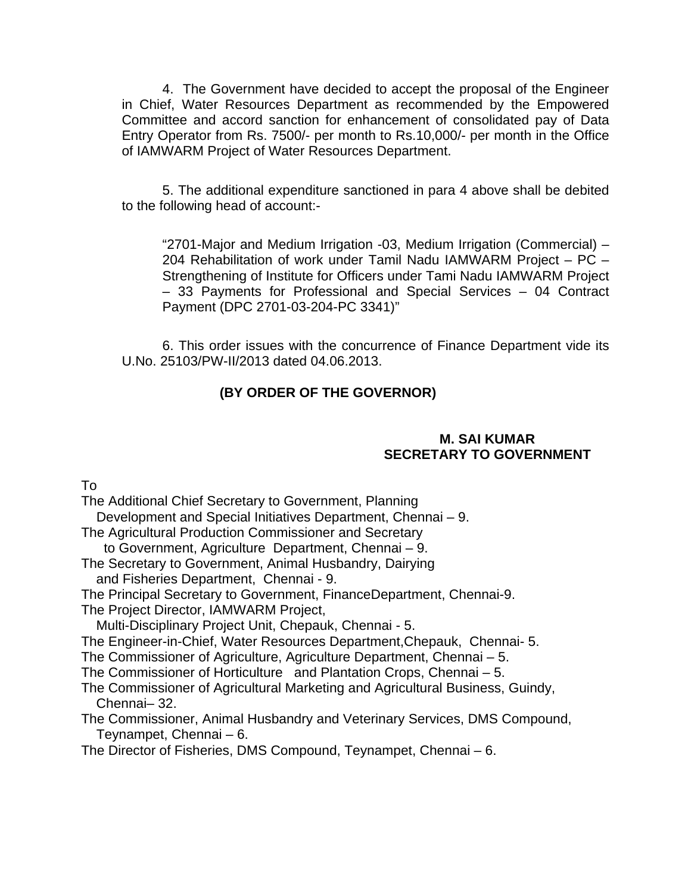4. The Government have decided to accept the proposal of the Engineer in Chief, Water Resources Department as recommended by the Empowered Committee and accord sanction for enhancement of consolidated pay of Data Entry Operator from Rs. 7500/- per month to Rs.10,000/- per month in the Office of IAMWARM Project of Water Resources Department.

5. The additional expenditure sanctioned in para 4 above shall be debited to the following head of account:-

> "2701-Major and Medium Irrigation -03, Medium Irrigation (Commercial) – 204 Rehabilitation of work under Tamil Nadu IAMWARM Project – PC – Strengthening of Institute for Officers under Tami Nadu IAMWARM Project – 33 Payments for Professional and Special Services – 04 Contract Payment (DPC 2701-03-204-PC 3341)"

6. This order issues with the concurrence of Finance Department vide its U.No. 25103/PW-II/2013 dated 04.06.2013.

**(BY ORDER OF THE GOVERNOR)**

**M. SAI KUMAR**
**SECRETARY TO GOVERNMENT**

To

The Additional Chief Secretary to Government, Planning Development and Special Initiatives Department, Chennai – 9.
The Agricultural Production Commissioner and Secretary to Government, Agriculture Department, Chennai – 9.
The Secretary to Government, Animal Husbandry, Dairying and Fisheries Department, Chennai - 9.
The Principal Secretary to Government, FinanceDepartment, Chennai-9.
The Project Director, IAMWARM Project, Multi-Disciplinary Project Unit, Chepauk, Chennai - 5.
The Engineer-in-Chief, Water Resources Department,Chepauk, Chennai- 5.
The Commissioner of Agriculture, Agriculture Department, Chennai – 5.
The Commissioner of Horticulture and Plantation Crops, Chennai – 5.
The Commissioner of Agricultural Marketing and Agricultural Business, Guindy, Chennai– 32.
The Commissioner, Animal Husbandry and Veterinary Services, DMS Compound, Teynampet, Chennai – 6.
The Director of Fisheries, DMS Compound, Teynampet, Chennai – 6.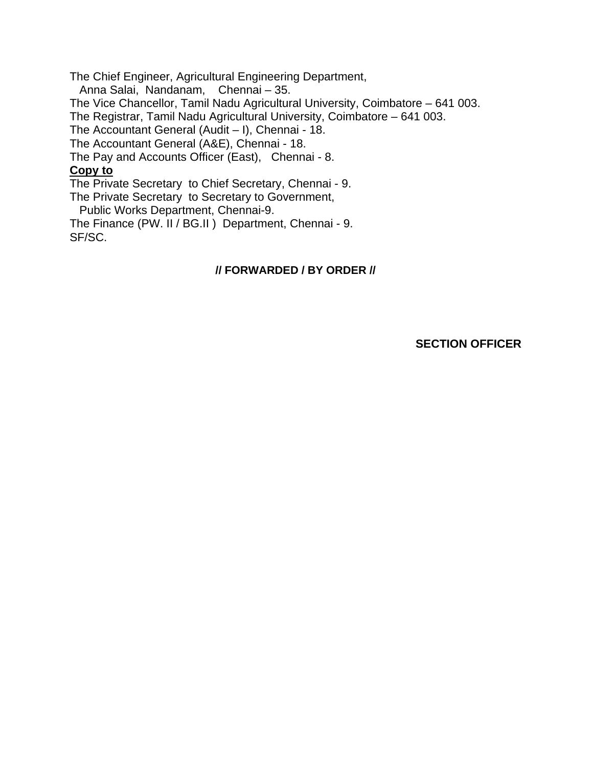The Chief Engineer, Agricultural Engineering Department,
Anna Salai, Nandanam, Chennai – 35.
The Vice Chancellor, Tamil Nadu Agricultural University, Coimbatore – 641 003.
The Registrar, Tamil Nadu Agricultural University, Coimbatore – 641 003.
The Accountant General (Audit – I), Chennai - 18.
The Accountant General (A&E), Chennai - 18.
The Pay and Accounts Officer (East), Chennai - 8.

**Copy to**

The Private Secretary to Chief Secretary, Chennai - 9.
The Private Secretary to Secretary to Government,
Public Works Department, Chennai-9.
The Finance (PW. II / BG.II ) Department, Chennai - 9.
SF/SC.

**// FORWARDED / BY ORDER //**

**SECTION OFFICER**